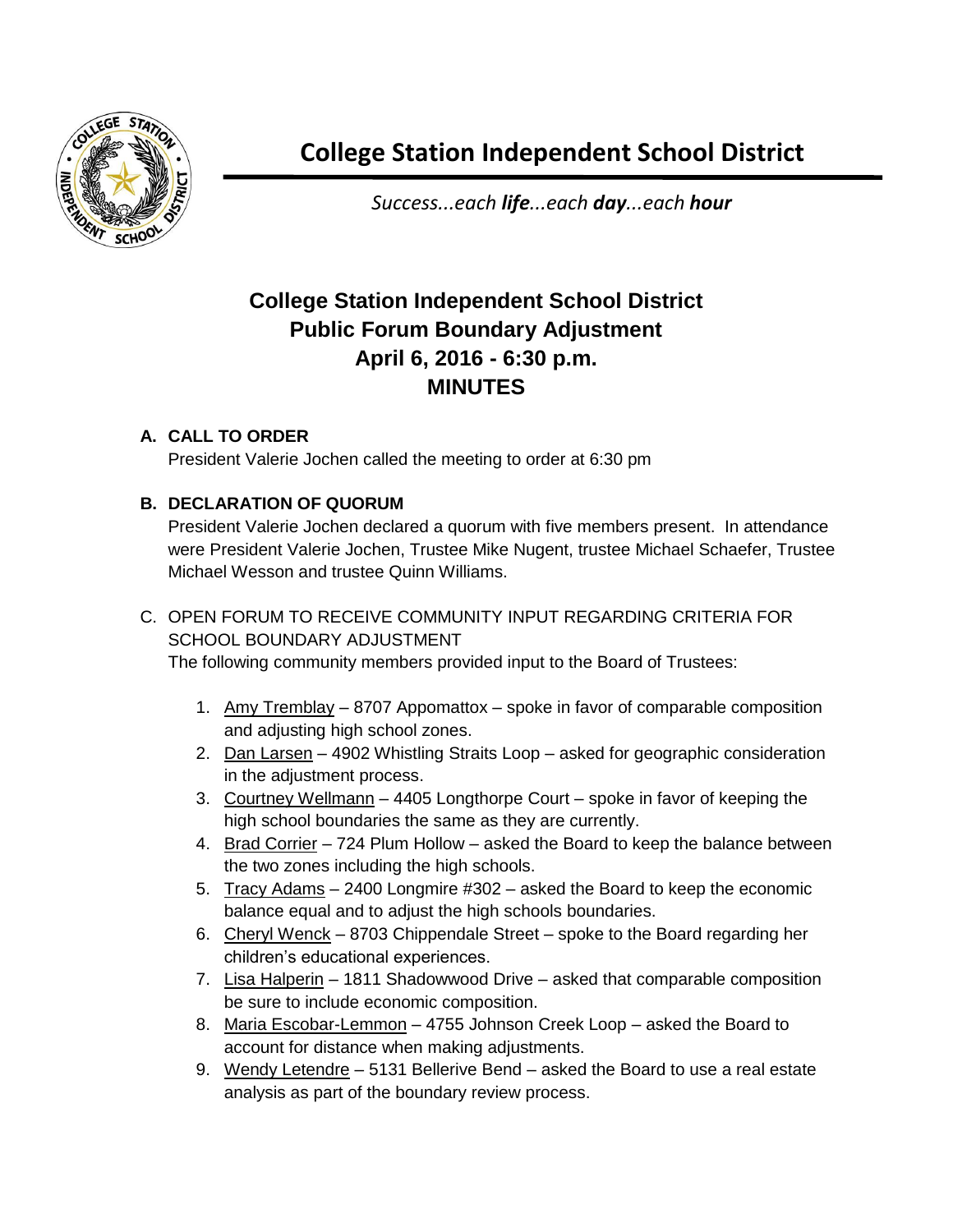# College Station Independent School District

*Success...each **life**...each **day**...each **hour***

## College Station Independent School District
## Public Forum Boundary Adjustment
## April 6, 2016 - 6:30 p.m.
## MINUTES

**A. CALL TO ORDER**

President Valerie Jochen called the meeting to order at 6:30 pm

**B. DECLARATION OF QUORUM**

President Valerie Jochen declared a quorum with five members present. In attendance were President Valerie Jochen, Trustee Mike Nugent, trustee Michael Schaefer, Trustee Michael Wesson and trustee Quinn Williams.

C. OPEN FORUM TO RECEIVE COMMUNITY INPUT REGARDING CRITERIA FOR SCHOOL BOUNDARY ADJUSTMENT

The following community members provided input to the Board of Trustees:

1. Amy Tremblay – 8707 Appomattox – spoke in favor of comparable composition and adjusting high school zones.
2. Dan Larsen – 4902 Whistling Straits Loop – asked for geographic consideration in the adjustment process.
3. Courtney Wellmann – 4405 Longthorpe Court – spoke in favor of keeping the high school boundaries the same as they are currently.
4. Brad Corrier – 724 Plum Hollow – asked the Board to keep the balance between the two zones including the high schools.
5. Tracy Adams – 2400 Longmire #302 – asked the Board to keep the economic balance equal and to adjust the high schools boundaries.
6. Cheryl Wenck – 8703 Chippendale Street – spoke to the Board regarding her children's educational experiences.
7. Lisa Halperin – 1811 Shadowwood Drive – asked that comparable composition be sure to include economic composition.
8. Maria Escobar-Lemmon – 4755 Johnson Creek Loop – asked the Board to account for distance when making adjustments.
9. Wendy Letendre – 5131 Bellerive Bend – asked the Board to use a real estate analysis as part of the boundary review process.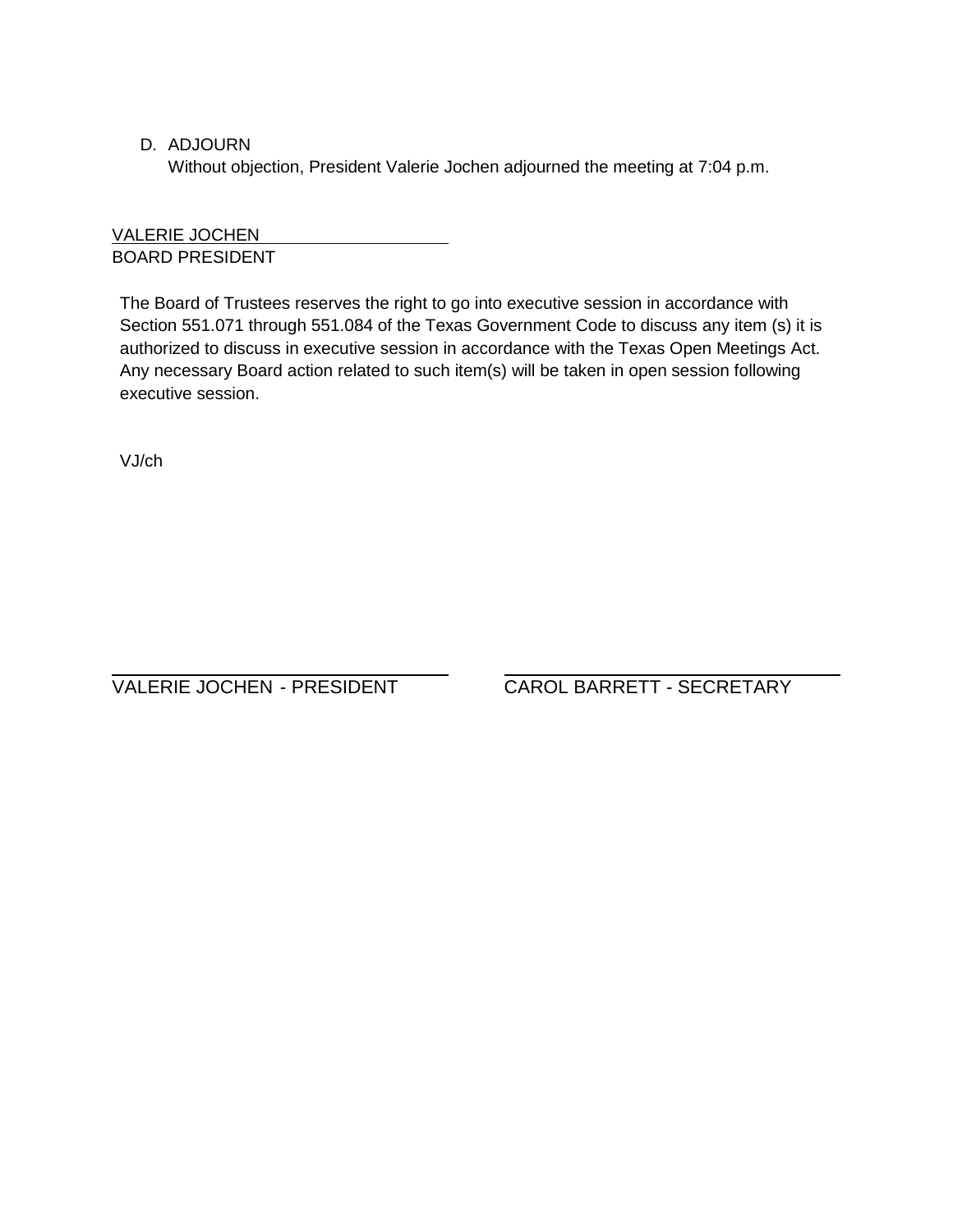D. ADJOURN
   Without objection, President Valerie Jochen adjourned the meeting at 7:04 p.m.

VALERIE JOCHEN
BOARD PRESIDENT

The Board of Trustees reserves the right to go into executive session in accordance with Section 551.071 through 551.084 of the Texas Government Code to discuss any item (s) it is authorized to discuss in executive session in accordance with the Texas Open Meetings Act. Any necessary Board action related to such item(s) will be taken in open session following executive session.

VJ/ch

VALERIE JOCHEN - PRESIDENT

CAROL BARRETT - SECRETARY